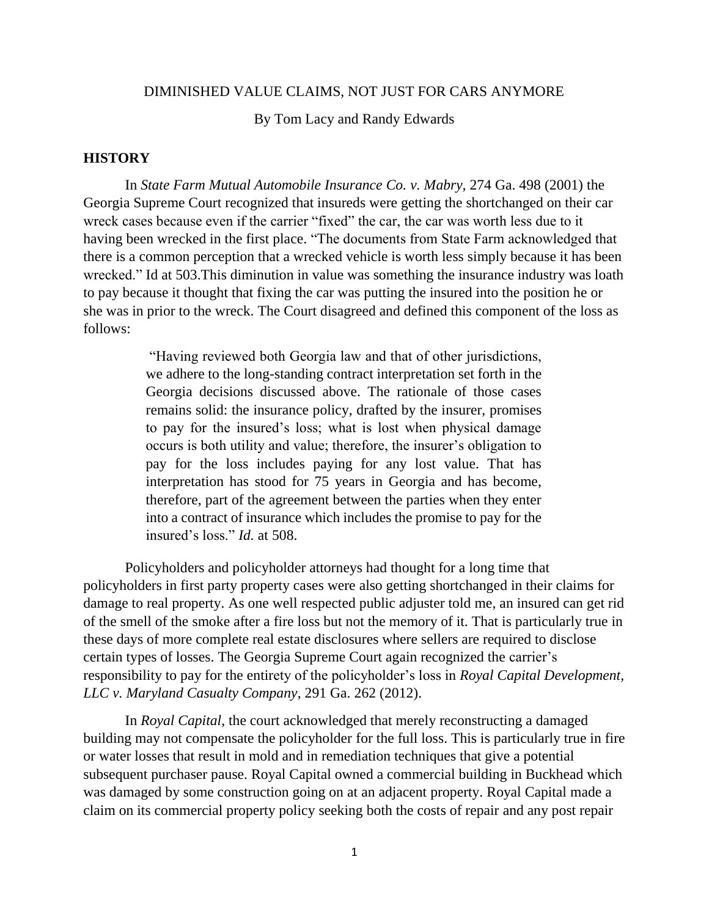# DIMINISHED VALUE CLAIMS, NOT JUST FOR CARS ANYMORE

By Tom Lacy and Randy Edwards

## HISTORY

In *State Farm Mutual Automobile Insurance Co. v. Mabry,* 274 Ga. 498 (2001) the Georgia Supreme Court recognized that insureds were getting the shortchanged on their car wreck cases because even if the carrier "fixed" the car, the car was worth less due to it having been wrecked in the first place. "The documents from State Farm acknowledged that there is a common perception that a wrecked vehicle is worth less simply because it has been wrecked." Id at 503.This diminution in value was something the insurance industry was loath to pay because it thought that fixing the car was putting the insured into the position he or she was in prior to the wreck. The Court disagreed and defined this component of the loss as follows:

> "Having reviewed both Georgia law and that of other jurisdictions, we adhere to the long-standing contract interpretation set forth in the Georgia decisions discussed above. The rationale of those cases remains solid: the insurance policy, drafted by the insurer, promises to pay for the insured's loss; what is lost when physical damage occurs is both utility and value; therefore, the insurer's obligation to pay for the loss includes paying for any lost value. That has interpretation has stood for 75 years in Georgia and has become, therefore, part of the agreement between the parties when they enter into a contract of insurance which includes the promise to pay for the insured's loss." *Id.* at 508.

Policyholders and policyholder attorneys had thought for a long time that policyholders in first party property cases were also getting shortchanged in their claims for damage to real property. As one well respected public adjuster told me, an insured can get rid of the smell of the smoke after a fire loss but not the memory of it. That is particularly true in these days of more complete real estate disclosures where sellers are required to disclose certain types of losses. The Georgia Supreme Court again recognized the carrier's responsibility to pay for the entirety of the policyholder's loss in *Royal Capital Development, LLC v. Maryland Casualty Company*, 291 Ga. 262 (2012).

In *Royal Capital*, the court acknowledged that merely reconstructing a damaged building may not compensate the policyholder for the full loss. This is particularly true in fire or water losses that result in mold and in remediation techniques that give a potential subsequent purchaser pause. Royal Capital owned a commercial building in Buckhead which was damaged by some construction going on at an adjacent property. Royal Capital made a claim on its commercial property policy seeking both the costs of repair and any post repair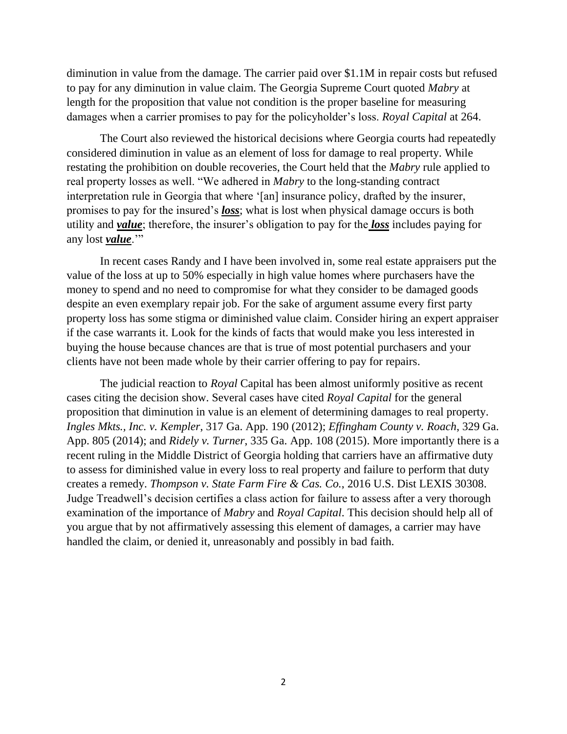diminution in value from the damage. The carrier paid over $1.1M in repair costs but refused to pay for any diminution in value claim. The Georgia Supreme Court quoted *Mabry* at length for the proposition that value not condition is the proper baseline for measuring damages when a carrier promises to pay for the policyholder's loss. *Royal Capital* at 264.

The Court also reviewed the historical decisions where Georgia courts had repeatedly considered diminution in value as an element of loss for damage to real property. While restating the prohibition on double recoveries, the Court held that the *Mabry* rule applied to real property losses as well. "We adhered in *Mabry* to the long-standing contract interpretation rule in Georgia that where '[an] insurance policy, drafted by the insurer, promises to pay for the insured's ***loss***; what is lost when physical damage occurs is both utility and ***value***; therefore, the insurer's obligation to pay for the ***loss*** includes paying for any lost ***value***.'"

In recent cases Randy and I have been involved in, some real estate appraisers put the value of the loss at up to 50% especially in high value homes where purchasers have the money to spend and no need to compromise for what they consider to be damaged goods despite an even exemplary repair job. For the sake of argument assume every first party property loss has some stigma or diminished value claim. Consider hiring an expert appraiser if the case warrants it. Look for the kinds of facts that would make you less interested in buying the house because chances are that is true of most potential purchasers and your clients have not been made whole by their carrier offering to pay for repairs.

The judicial reaction to *Royal* Capital has been almost uniformly positive as recent cases citing the decision show. Several cases have cited *Royal Capital* for the general proposition that diminution in value is an element of determining damages to real property. *Ingles Mkts., Inc. v. Kempler*, 317 Ga. App. 190 (2012); *Effingham County v. Roach*, 329 Ga. App. 805 (2014); and *Ridely v. Turner*, 335 Ga. App. 108 (2015). More importantly there is a recent ruling in the Middle District of Georgia holding that carriers have an affirmative duty to assess for diminished value in every loss to real property and failure to perform that duty creates a remedy. *Thompson v. State Farm Fire & Cas. Co.*, 2016 U.S. Dist LEXIS 30308. Judge Treadwell's decision certifies a class action for failure to assess after a very thorough examination of the importance of *Mabry* and *Royal Capital*. This decision should help all of you argue that by not affirmatively assessing this element of damages, a carrier may have handled the claim, or denied it, unreasonably and possibly in bad faith.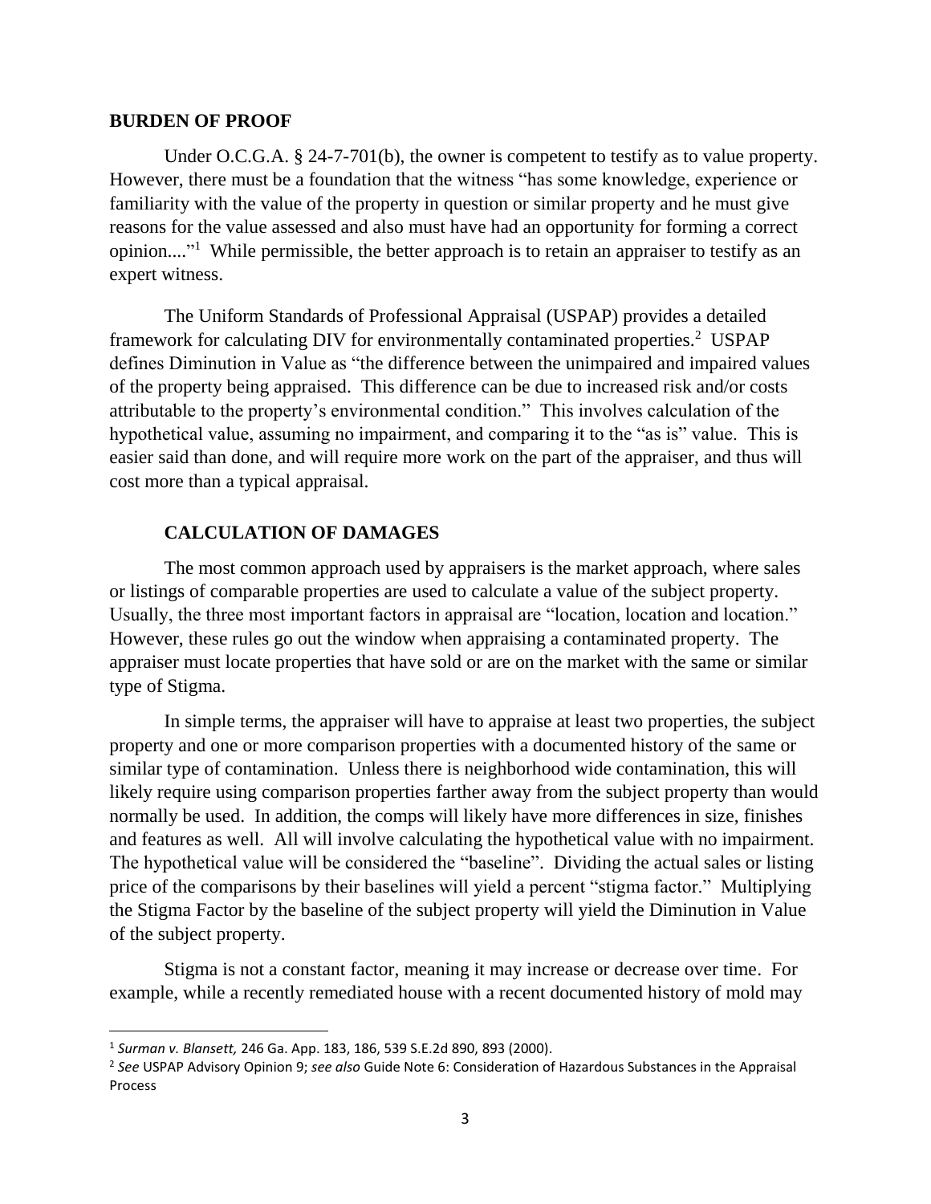**BURDEN OF PROOF**

Under O.C.G.A. § 24-7-701(b), the owner is competent to testify as to value property. However, there must be a foundation that the witness "has some knowledge, experience or familiarity with the value of the property in question or similar property and he must give reasons for the value assessed and also must have had an opportunity for forming a correct opinion...."[1] While permissible, the better approach is to retain an appraiser to testify as an expert witness.

The Uniform Standards of Professional Appraisal (USPAP) provides a detailed framework for calculating DIV for environmentally contaminated properties.[2] USPAP defines Diminution in Value as "the difference between the unimpaired and impaired values of the property being appraised. This difference can be due to increased risk and/or costs attributable to the property's environmental condition." This involves calculation of the hypothetical value, assuming no impairment, and comparing it to the "as is" value. This is easier said than done, and will require more work on the part of the appraiser, and thus will cost more than a typical appraisal.

**CALCULATION OF DAMAGES**

The most common approach used by appraisers is the market approach, where sales or listings of comparable properties are used to calculate a value of the subject property. Usually, the three most important factors in appraisal are "location, location and location." However, these rules go out the window when appraising a contaminated property. The appraiser must locate properties that have sold or are on the market with the same or similar type of Stigma.

In simple terms, the appraiser will have to appraise at least two properties, the subject property and one or more comparison properties with a documented history of the same or similar type of contamination. Unless there is neighborhood wide contamination, this will likely require using comparison properties farther away from the subject property than would normally be used. In addition, the comps will likely have more differences in size, finishes and features as well. All will involve calculating the hypothetical value with no impairment. The hypothetical value will be considered the "baseline". Dividing the actual sales or listing price of the comparisons by their baselines will yield a percent "stigma factor." Multiplying the Stigma Factor by the baseline of the subject property will yield the Diminution in Value of the subject property.

Stigma is not a constant factor, meaning it may increase or decrease over time. For example, while a recently remediated house with a recent documented history of mold may

---

[1] *Surman v. Blansett,* 246 Ga. App. 183, 186, 539 S.E.2d 890, 893 (2000).

[2] *See* USPAP Advisory Opinion 9; *see also* Guide Note 6: Consideration of Hazardous Substances in the Appraisal Process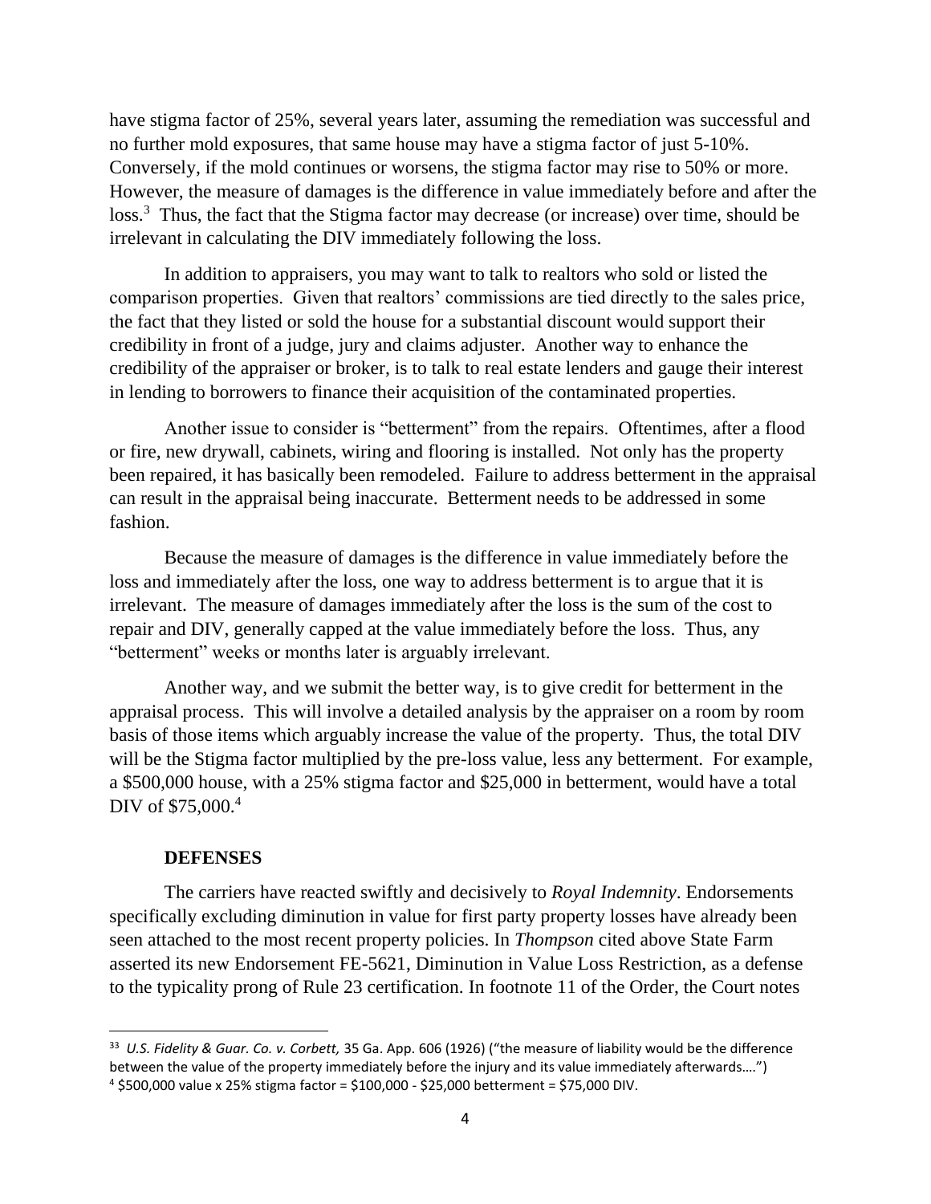have stigma factor of 25%, several years later, assuming the remediation was successful and no further mold exposures, that same house may have a stigma factor of just 5-10%. Conversely, if the mold continues or worsens, the stigma factor may rise to 50% or more. However, the measure of damages is the difference in value immediately before and after the loss.[3] Thus, the fact that the Stigma factor may decrease (or increase) over time, should be irrelevant in calculating the DIV immediately following the loss.

In addition to appraisers, you may want to talk to realtors who sold or listed the comparison properties. Given that realtors' commissions are tied directly to the sales price, the fact that they listed or sold the house for a substantial discount would support their credibility in front of a judge, jury and claims adjuster. Another way to enhance the credibility of the appraiser or broker, is to talk to real estate lenders and gauge their interest in lending to borrowers to finance their acquisition of the contaminated properties.

Another issue to consider is "betterment" from the repairs. Oftentimes, after a flood or fire, new drywall, cabinets, wiring and flooring is installed. Not only has the property been repaired, it has basically been remodeled. Failure to address betterment in the appraisal can result in the appraisal being inaccurate. Betterment needs to be addressed in some fashion.

Because the measure of damages is the difference in value immediately before the loss and immediately after the loss, one way to address betterment is to argue that it is irrelevant. The measure of damages immediately after the loss is the sum of the cost to repair and DIV, generally capped at the value immediately before the loss. Thus, any "betterment" weeks or months later is arguably irrelevant.

Another way, and we submit the better way, is to give credit for betterment in the appraisal process. This will involve a detailed analysis by the appraiser on a room by room basis of those items which arguably increase the value of the property. Thus, the total DIV will be the Stigma factor multiplied by the pre-loss value, less any betterment. For example, a \$500,000 house, with a 25% stigma factor and \$25,000 in betterment, would have a total DIV of \$75,000.[4]

**DEFENSES**

The carriers have reacted swiftly and decisively to *Royal Indemnity*. Endorsements specifically excluding diminution in value for first party property losses have already been seen attached to the most recent property policies. In *Thompson* cited above State Farm asserted its new Endorsement FE-5621, Diminution in Value Loss Restriction, as a defense to the typicality prong of Rule 23 certification. In footnote 11 of the Order, the Court notes

---

[3] *U.S. Fidelity & Guar. Co. v. Corbett,* 35 Ga. App. 606 (1926) ("the measure of liability would be the difference between the value of the property immediately before the injury and its value immediately afterwards….")

[4] \$500,000 value x 25% stigma factor = \$100,000 - \$25,000 betterment = \$75,000 DIV.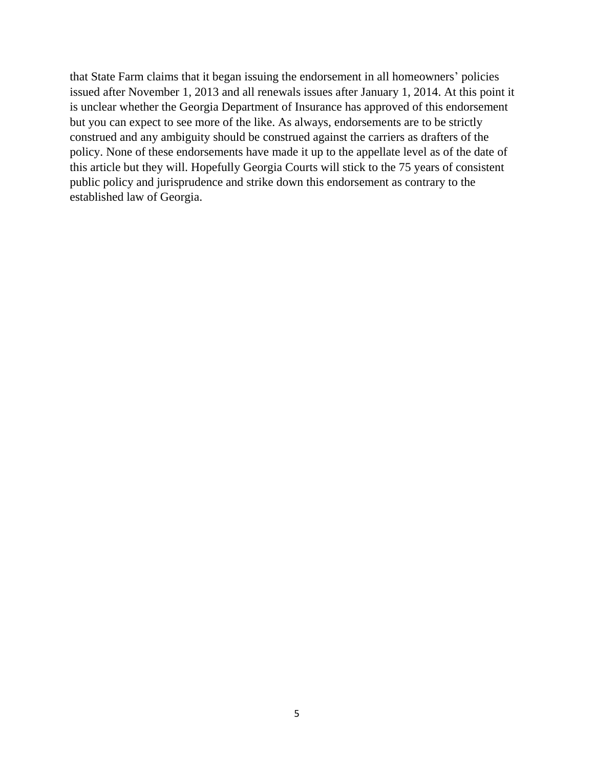that State Farm claims that it began issuing the endorsement in all homeowners' policies issued after November 1, 2013 and all renewals issues after January 1, 2014. At this point it is unclear whether the Georgia Department of Insurance has approved of this endorsement but you can expect to see more of the like. As always, endorsements are to be strictly construed and any ambiguity should be construed against the carriers as drafters of the policy. None of these endorsements have made it up to the appellate level as of the date of this article but they will. Hopefully Georgia Courts will stick to the 75 years of consistent public policy and jurisprudence and strike down this endorsement as contrary to the established law of Georgia.